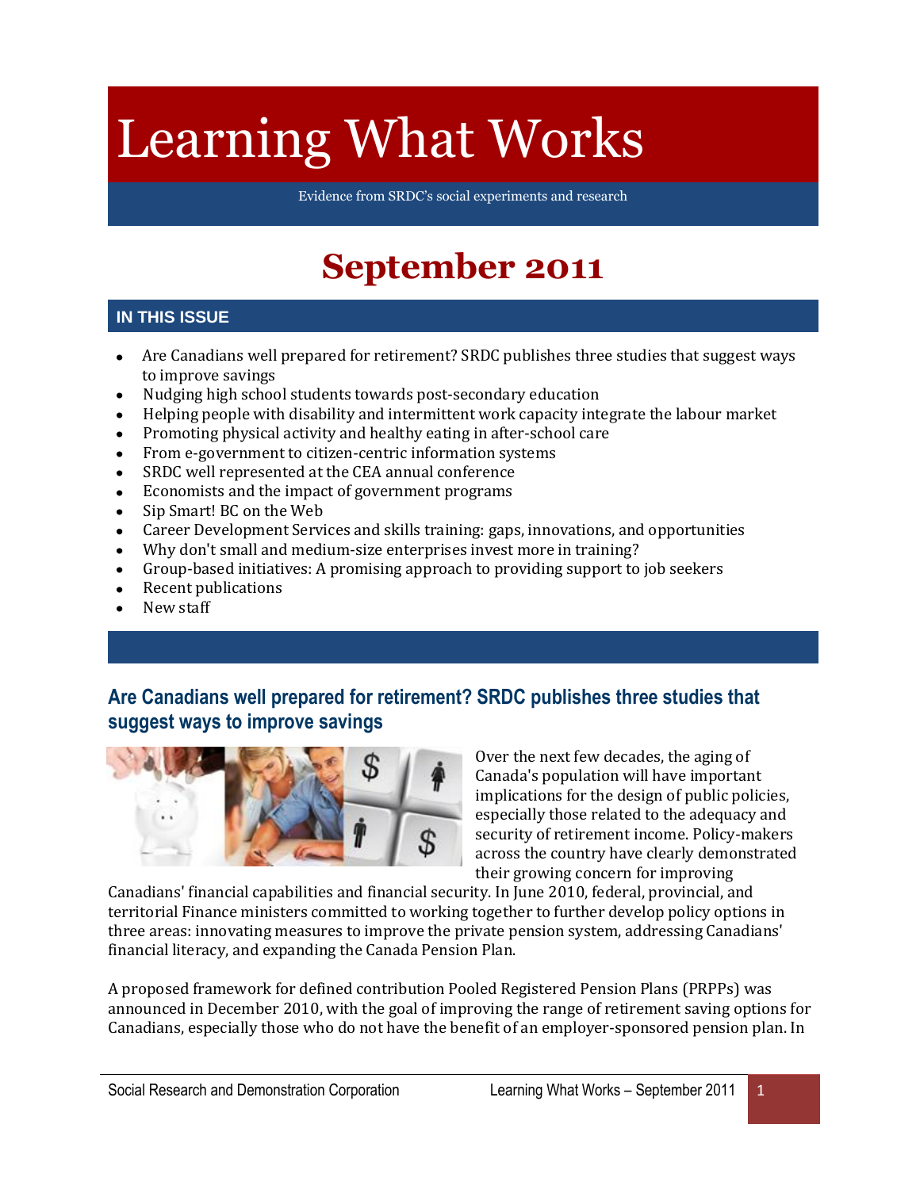# Learning What Works

Evidence from SRDC's social experiments and research

# September 2011

## IN THIS ISSUE

- Are Canadians well prepared for retirement? SRDC publishes three studies that suggest ways to improve savings
- Nudging high school students towards post-secondary education
- Helping people with disability and intermittent work capacity integrate the labour market
- Promoting physical activity and healthy eating in after-school care
- From e-government to citizen-centric information systems
- SRDC well represented at the CEA annual conference
- Economists and the impact of government programs
- Sip Smart! BC on the Web
- Career Development Services and skills training: gaps, innovations, and opportunities
- Why don't small and medium-size enterprises invest more in training?
- Group-based initiatives: A promising approach to providing support to job seekers
- Recent publications
- New staff

## Are Canadians well prepared for retirement? SRDC publishes three studies that suggest ways to improve savings

Over the next few decades, the aging of Canada's population will have important implications for the design of public policies, especially those related to the adequacy and security of retirement income. Policy-makers across the country have clearly demonstrated their growing concern for improving Canadians' financial capabilities and financial security. In June 2010, federal, provincial, and territorial Finance ministers committed to working together to further develop policy options in three areas: innovating measures to improve the private pension system, addressing Canadians' financial literacy, and expanding the Canada Pension Plan.

A proposed framework for defined contribution Pooled Registered Pension Plans (PRPPs) was announced in December 2010, with the goal of improving the range of retirement saving options for Canadians, especially those who do not have the benefit of an employer-sponsored pension plan. In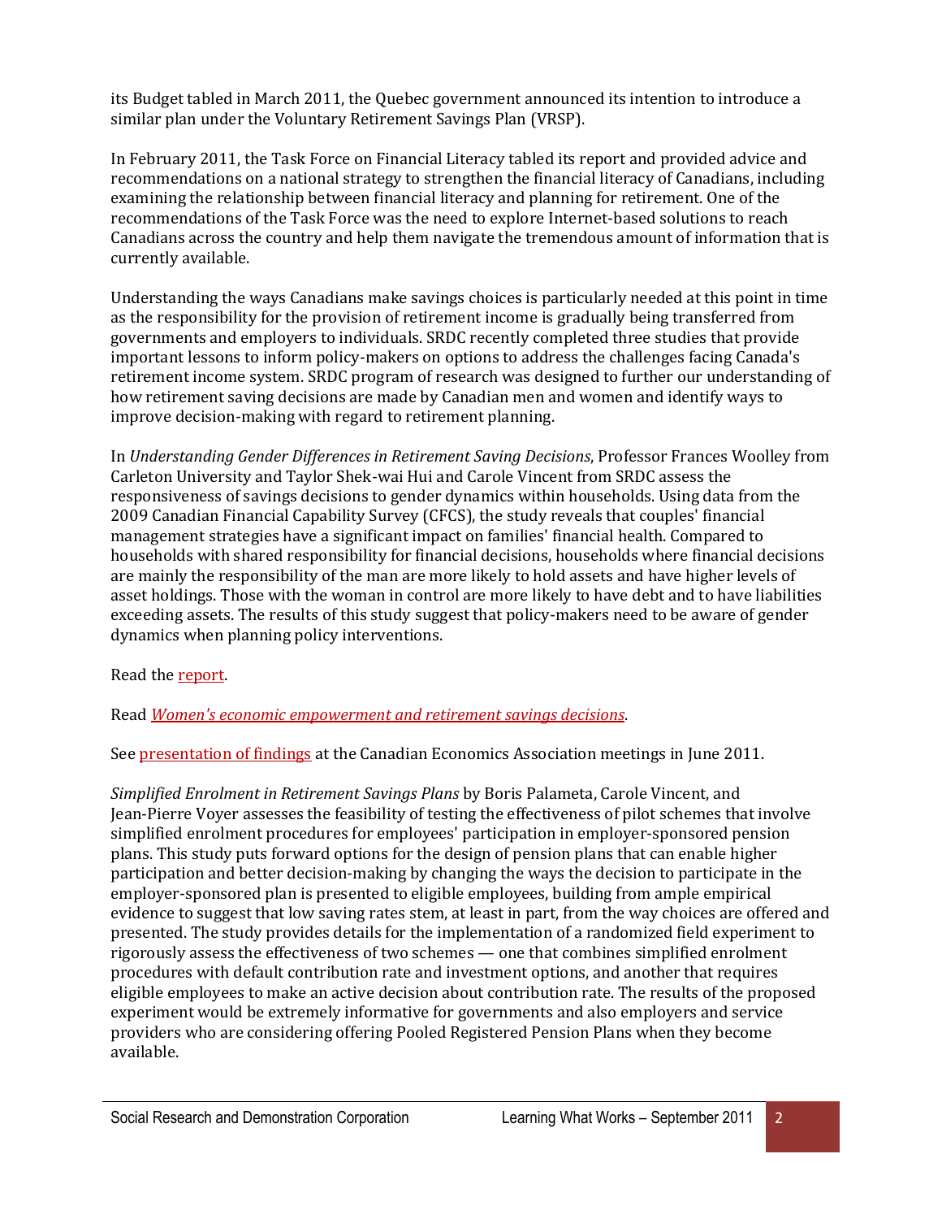its Budget tabled in March 2011, the Quebec government announced its intention to introduce a similar plan under the Voluntary Retirement Savings Plan (VRSP).

In February 2011, the Task Force on Financial Literacy tabled its report and provided advice and recommendations on a national strategy to strengthen the financial literacy of Canadians, including examining the relationship between financial literacy and planning for retirement. One of the recommendations of the Task Force was the need to explore Internet-based solutions to reach Canadians across the country and help them navigate the tremendous amount of information that is currently available.

Understanding the ways Canadians make savings choices is particularly needed at this point in time as the responsibility for the provision of retirement income is gradually being transferred from governments and employers to individuals. SRDC recently completed three studies that provide important lessons to inform policy-makers on options to address the challenges facing Canada's retirement income system. SRDC program of research was designed to further our understanding of how retirement saving decisions are made by Canadian men and women and identify ways to improve decision-making with regard to retirement planning.

In *Understanding Gender Differences in Retirement Saving Decisions*, Professor Frances Woolley from Carleton University and Taylor Shek-wai Hui and Carole Vincent from SRDC assess the responsiveness of savings decisions to gender dynamics within households. Using data from the 2009 Canadian Financial Capability Survey (CFCS), the study reveals that couples' financial management strategies have a significant impact on families' financial health. Compared to households with shared responsibility for financial decisions, households where financial decisions are mainly the responsibility of the man are more likely to hold assets and have higher levels of asset holdings. Those with the woman in control are more likely to have debt and to have liabilities exceeding assets. The results of this study suggest that policy-makers need to be aware of gender dynamics when planning policy interventions.

Read the report.

Read *Women's economic empowerment and retirement savings decisions*.

See presentation of findings at the Canadian Economics Association meetings in June 2011.

*Simplified Enrolment in Retirement Savings Plans* by Boris Palameta, Carole Vincent, and Jean-Pierre Voyer assesses the feasibility of testing the effectiveness of pilot schemes that involve simplified enrolment procedures for employees' participation in employer-sponsored pension plans. This study puts forward options for the design of pension plans that can enable higher participation and better decision-making by changing the ways the decision to participate in the employer-sponsored plan is presented to eligible employees, building from ample empirical evidence to suggest that low saving rates stem, at least in part, from the way choices are offered and presented. The study provides details for the implementation of a randomized field experiment to rigorously assess the effectiveness of two schemes — one that combines simplified enrolment procedures with default contribution rate and investment options, and another that requires eligible employees to make an active decision about contribution rate. The results of the proposed experiment would be extremely informative for governments and also employers and service providers who are considering offering Pooled Registered Pension Plans when they become available.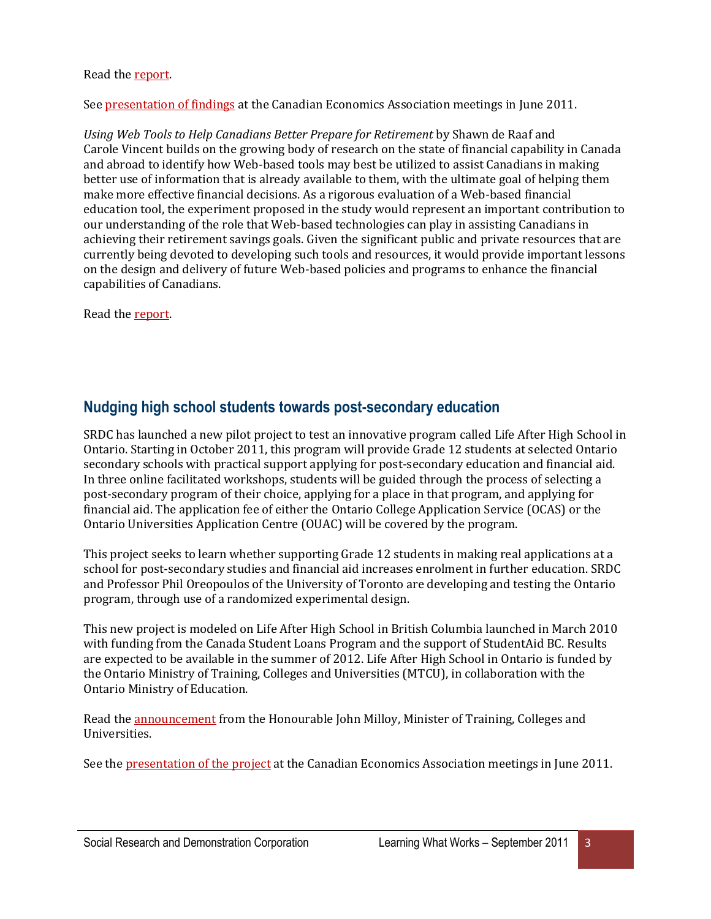Read the report.

See presentation of findings at the Canadian Economics Association meetings in June 2011.

*Using Web Tools to Help Canadians Better Prepare for Retirement* by Shawn de Raaf and Carole Vincent builds on the growing body of research on the state of financial capability in Canada and abroad to identify how Web-based tools may best be utilized to assist Canadians in making better use of information that is already available to them, with the ultimate goal of helping them make more effective financial decisions. As a rigorous evaluation of a Web-based financial education tool, the experiment proposed in the study would represent an important contribution to our understanding of the role that Web-based technologies can play in assisting Canadians in achieving their retirement savings goals. Given the significant public and private resources that are currently being devoted to developing such tools and resources, it would provide important lessons on the design and delivery of future Web-based policies and programs to enhance the financial capabilities of Canadians.

Read the report.

## Nudging high school students towards post-secondary education

SRDC has launched a new pilot project to test an innovative program called Life After High School in Ontario. Starting in October 2011, this program will provide Grade 12 students at selected Ontario secondary schools with practical support applying for post-secondary education and financial aid. In three online facilitated workshops, students will be guided through the process of selecting a post-secondary program of their choice, applying for a place in that program, and applying for financial aid. The application fee of either the Ontario College Application Service (OCAS) or the Ontario Universities Application Centre (OUAC) will be covered by the program.

This project seeks to learn whether supporting Grade 12 students in making real applications at a school for post-secondary studies and financial aid increases enrolment in further education. SRDC and Professor Phil Oreopoulos of the University of Toronto are developing and testing the Ontario program, through use of a randomized experimental design.

This new project is modeled on Life After High School in British Columbia launched in March 2010 with funding from the Canada Student Loans Program and the support of StudentAid BC. Results are expected to be available in the summer of 2012. Life After High School in Ontario is funded by the Ontario Ministry of Training, Colleges and Universities (MTCU), in collaboration with the Ontario Ministry of Education.

Read the announcement from the Honourable John Milloy, Minister of Training, Colleges and Universities.

See the presentation of the project at the Canadian Economics Association meetings in June 2011.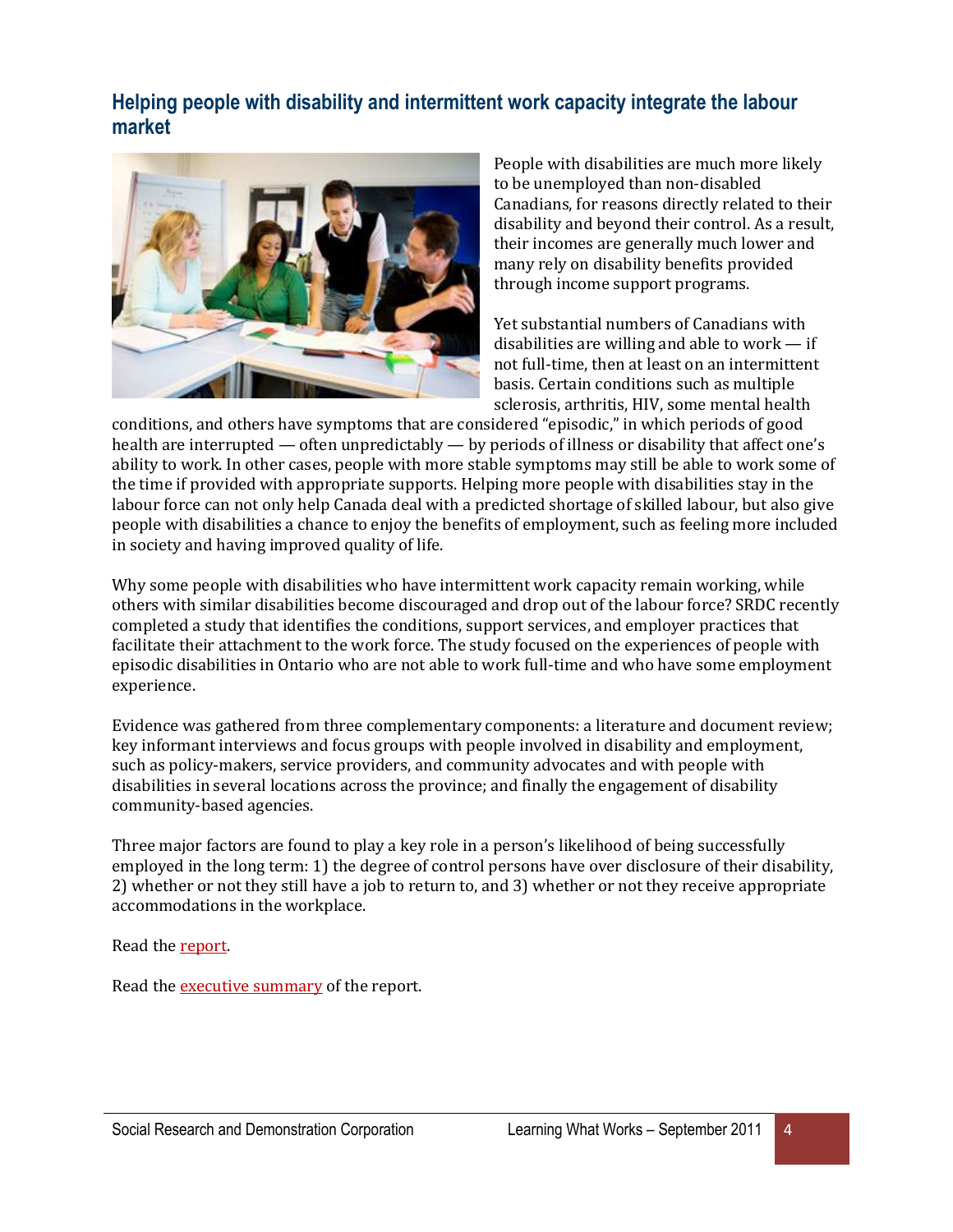## Helping people with disability and intermittent work capacity integrate the labour market

People with disabilities are much more likely to be unemployed than non-disabled Canadians, for reasons directly related to their disability and beyond their control. As a result, their incomes are generally much lower and many rely on disability benefits provided through income support programs.

Yet substantial numbers of Canadians with disabilities are willing and able to work — if not full-time, then at least on an intermittent basis. Certain conditions such as multiple sclerosis, arthritis, HIV, some mental health conditions, and others have symptoms that are considered "episodic," in which periods of good health are interrupted — often unpredictably — by periods of illness or disability that affect one's ability to work. In other cases, people with more stable symptoms may still be able to work some of the time if provided with appropriate supports. Helping more people with disabilities stay in the labour force can not only help Canada deal with a predicted shortage of skilled labour, but also give people with disabilities a chance to enjoy the benefits of employment, such as feeling more included in society and having improved quality of life.

Why some people with disabilities who have intermittent work capacity remain working, while others with similar disabilities become discouraged and drop out of the labour force? SRDC recently completed a study that identifies the conditions, support services, and employer practices that facilitate their attachment to the work force. The study focused on the experiences of people with episodic disabilities in Ontario who are not able to work full-time and who have some employment experience.

Evidence was gathered from three complementary components: a literature and document review; key informant interviews and focus groups with people involved in disability and employment, such as policy-makers, service providers, and community advocates and with people with disabilities in several locations across the province; and finally the engagement of disability community-based agencies.

Three major factors are found to play a key role in a person's likelihood of being successfully employed in the long term: 1) the degree of control persons have over disclosure of their disability, 2) whether or not they still have a job to return to, and 3) whether or not they receive appropriate accommodations in the workplace.

Read the report.

Read the executive summary of the report.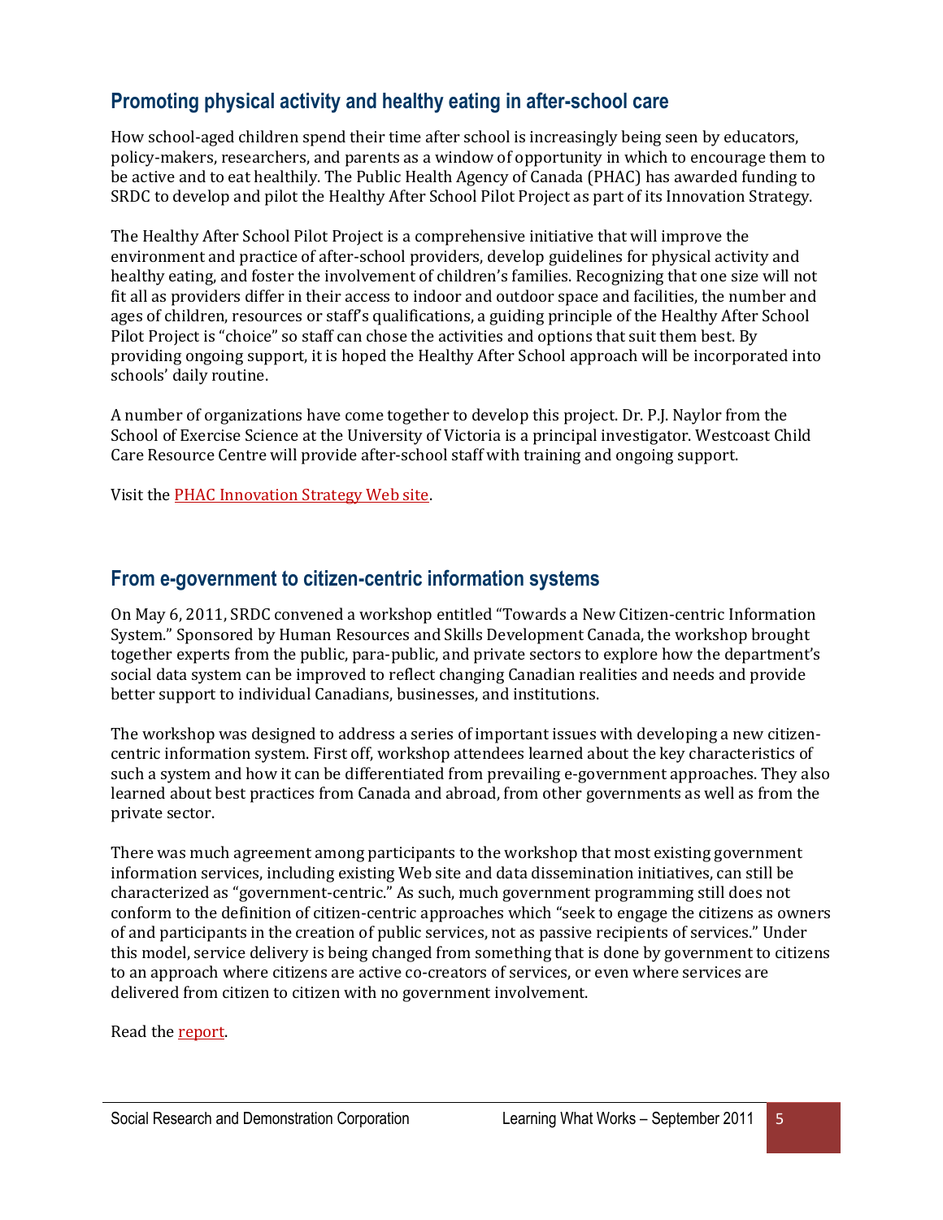## Promoting physical activity and healthy eating in after-school care

How school-aged children spend their time after school is increasingly being seen by educators, policy-makers, researchers, and parents as a window of opportunity in which to encourage them to be active and to eat healthily. The Public Health Agency of Canada (PHAC) has awarded funding to SRDC to develop and pilot the Healthy After School Pilot Project as part of its Innovation Strategy.

The Healthy After School Pilot Project is a comprehensive initiative that will improve the environment and practice of after-school providers, develop guidelines for physical activity and healthy eating, and foster the involvement of children's families. Recognizing that one size will not fit all as providers differ in their access to indoor and outdoor space and facilities, the number and ages of children, resources or staff's qualifications, a guiding principle of the Healthy After School Pilot Project is "choice" so staff can chose the activities and options that suit them best. By providing ongoing support, it is hoped the Healthy After School approach will be incorporated into schools' daily routine.

A number of organizations have come together to develop this project. Dr. P.J. Naylor from the School of Exercise Science at the University of Victoria is a principal investigator. Westcoast Child Care Resource Centre will provide after-school staff with training and ongoing support.

Visit the PHAC Innovation Strategy Web site.

## From e-government to citizen-centric information systems

On May 6, 2011, SRDC convened a workshop entitled "Towards a New Citizen-centric Information System." Sponsored by Human Resources and Skills Development Canada, the workshop brought together experts from the public, para-public, and private sectors to explore how the department's social data system can be improved to reflect changing Canadian realities and needs and provide better support to individual Canadians, businesses, and institutions.

The workshop was designed to address a series of important issues with developing a new citizen-centric information system. First off, workshop attendees learned about the key characteristics of such a system and how it can be differentiated from prevailing e-government approaches. They also learned about best practices from Canada and abroad, from other governments as well as from the private sector.

There was much agreement among participants to the workshop that most existing government information services, including existing Web site and data dissemination initiatives, can still be characterized as "government-centric." As such, much government programming still does not conform to the definition of citizen-centric approaches which "seek to engage the citizens as owners of and participants in the creation of public services, not as passive recipients of services." Under this model, service delivery is being changed from something that is done by government to citizens to an approach where citizens are active co-creators of services, or even where services are delivered from citizen to citizen with no government involvement.

Read the report.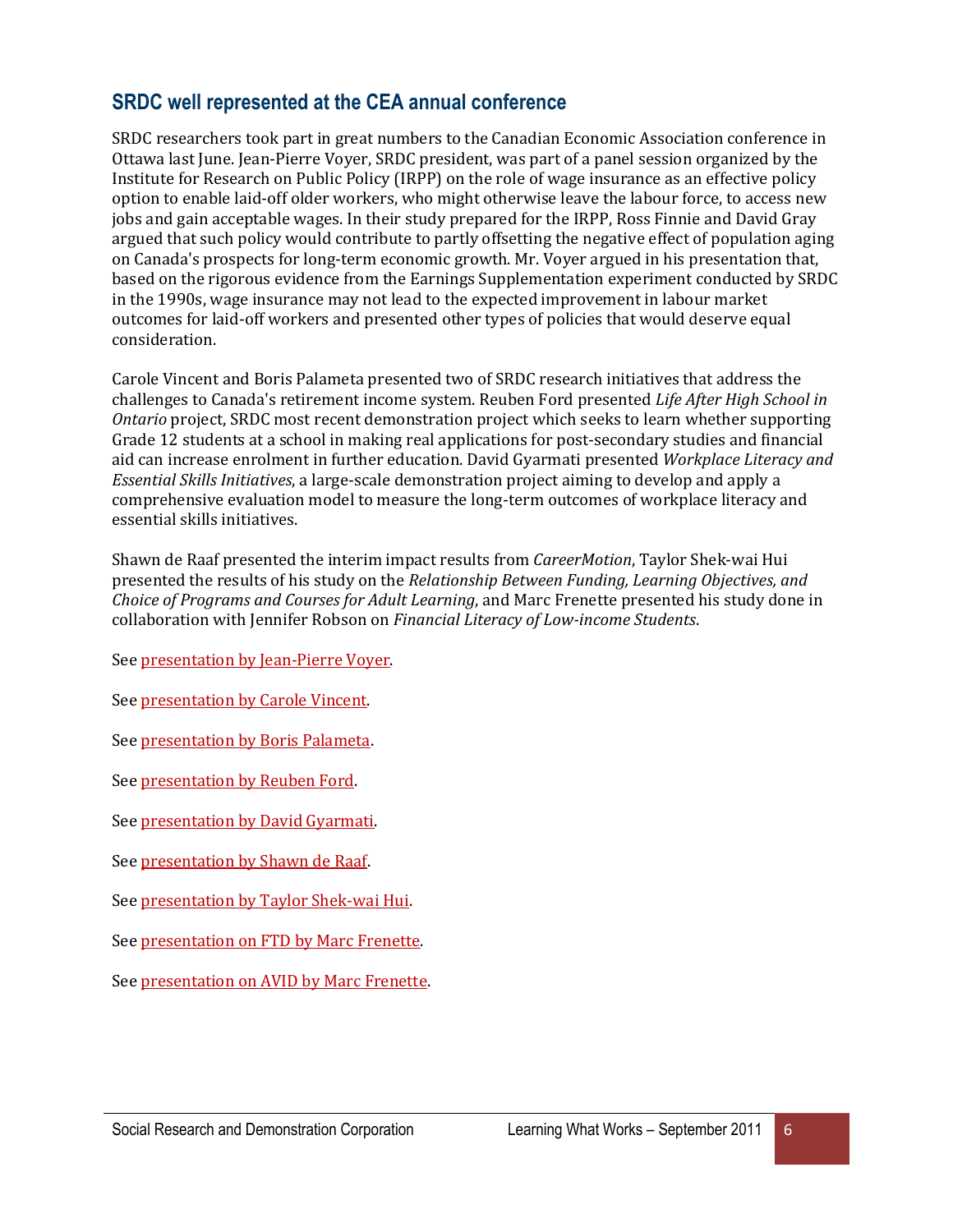## SRDC well represented at the CEA annual conference

SRDC researchers took part in great numbers to the Canadian Economic Association conference in Ottawa last June. Jean-Pierre Voyer, SRDC president, was part of a panel session organized by the Institute for Research on Public Policy (IRPP) on the role of wage insurance as an effective policy option to enable laid-off older workers, who might otherwise leave the labour force, to access new jobs and gain acceptable wages. In their study prepared for the IRPP, Ross Finnie and David Gray argued that such policy would contribute to partly offsetting the negative effect of population aging on Canada's prospects for long-term economic growth. Mr. Voyer argued in his presentation that, based on the rigorous evidence from the Earnings Supplementation experiment conducted by SRDC in the 1990s, wage insurance may not lead to the expected improvement in labour market outcomes for laid-off workers and presented other types of policies that would deserve equal consideration.

Carole Vincent and Boris Palameta presented two of SRDC research initiatives that address the challenges to Canada's retirement income system. Reuben Ford presented *Life After High School in Ontario* project, SRDC most recent demonstration project which seeks to learn whether supporting Grade 12 students at a school in making real applications for post-secondary studies and financial aid can increase enrolment in further education. David Gyarmati presented *Workplace Literacy and Essential Skills Initiatives*, a large-scale demonstration project aiming to develop and apply a comprehensive evaluation model to measure the long-term outcomes of workplace literacy and essential skills initiatives.

Shawn de Raaf presented the interim impact results from *CareerMotion*, Taylor Shek-wai Hui presented the results of his study on the *Relationship Between Funding, Learning Objectives, and Choice of Programs and Courses for Adult Learning*, and Marc Frenette presented his study done in collaboration with Jennifer Robson on *Financial Literacy of Low-income Students*.

See presentation by Jean-Pierre Voyer.

See presentation by Carole Vincent.

See presentation by Boris Palameta.

See presentation by Reuben Ford.

See presentation by David Gyarmati.

See presentation by Shawn de Raaf.

See presentation by Taylor Shek-wai Hui.

See presentation on FTD by Marc Frenette.

See presentation on AVID by Marc Frenette.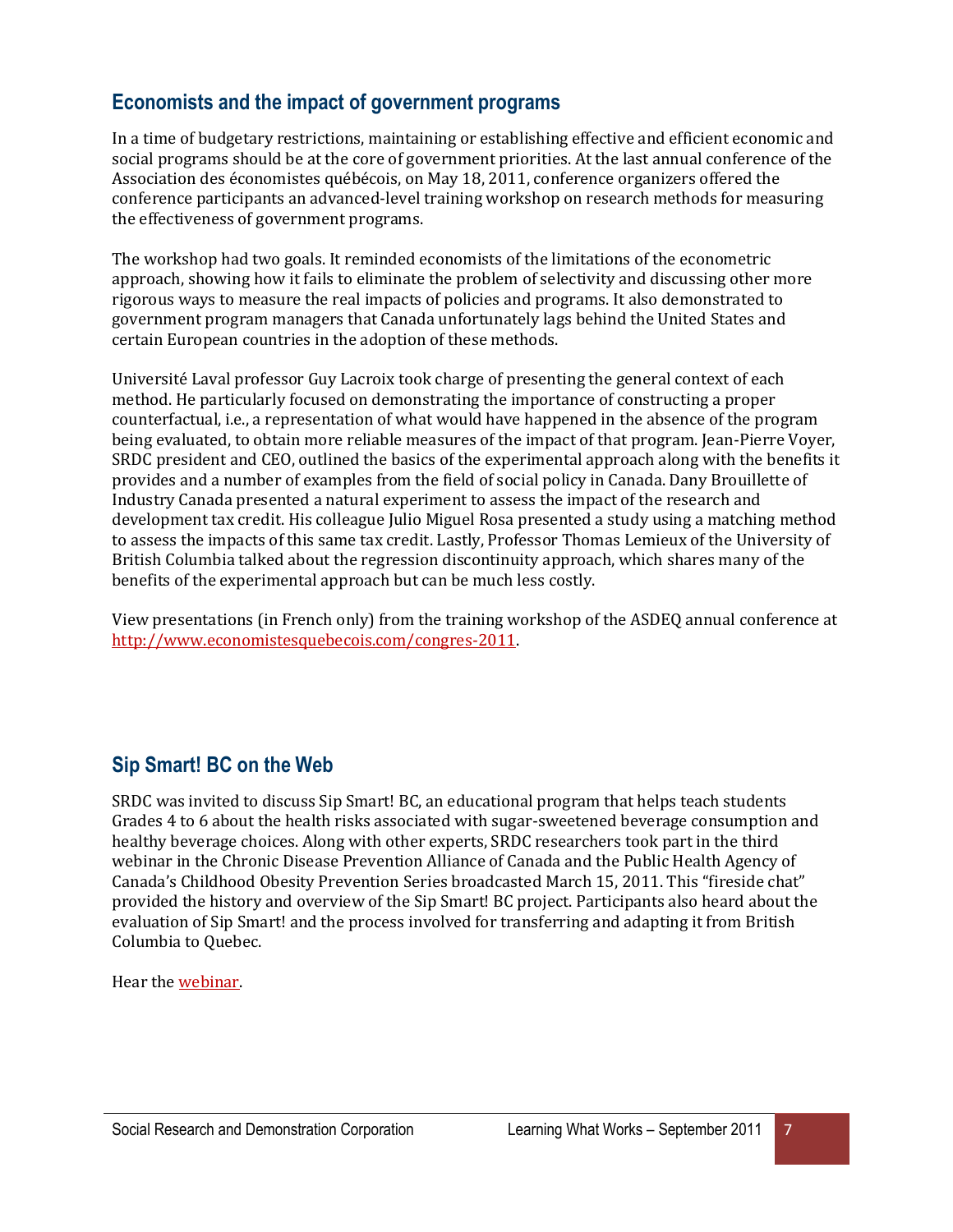## Economists and the impact of government programs

In a time of budgetary restrictions, maintaining or establishing effective and efficient economic and social programs should be at the core of government priorities. At the last annual conference of the Association des économistes québécois, on May 18, 2011, conference organizers offered the conference participants an advanced-level training workshop on research methods for measuring the effectiveness of government programs.

The workshop had two goals. It reminded economists of the limitations of the econometric approach, showing how it fails to eliminate the problem of selectivity and discussing other more rigorous ways to measure the real impacts of policies and programs. It also demonstrated to government program managers that Canada unfortunately lags behind the United States and certain European countries in the adoption of these methods.

Université Laval professor Guy Lacroix took charge of presenting the general context of each method. He particularly focused on demonstrating the importance of constructing a proper counterfactual, i.e., a representation of what would have happened in the absence of the program being evaluated, to obtain more reliable measures of the impact of that program. Jean-Pierre Voyer, SRDC president and CEO, outlined the basics of the experimental approach along with the benefits it provides and a number of examples from the field of social policy in Canada. Dany Brouillette of Industry Canada presented a natural experiment to assess the impact of the research and development tax credit. His colleague Julio Miguel Rosa presented a study using a matching method to assess the impacts of this same tax credit. Lastly, Professor Thomas Lemieux of the University of British Columbia talked about the regression discontinuity approach, which shares many of the benefits of the experimental approach but can be much less costly.

View presentations (in French only) from the training workshop of the ASDEQ annual conference at [http://www.economistesquebecois.com/congres-2011](http://www.economistesquebecois.com/congres-2011).

## Sip Smart! BC on the Web

SRDC was invited to discuss Sip Smart! BC, an educational program that helps teach students Grades 4 to 6 about the health risks associated with sugar-sweetened beverage consumption and healthy beverage choices. Along with other experts, SRDC researchers took part in the third webinar in the Chronic Disease Prevention Alliance of Canada and the Public Health Agency of Canada's Childhood Obesity Prevention Series broadcasted March 15, 2011. This "fireside chat" provided the history and overview of the Sip Smart! BC project. Participants also heard about the evaluation of Sip Smart! and the process involved for transferring and adapting it from British Columbia to Quebec.

Hear the webinar.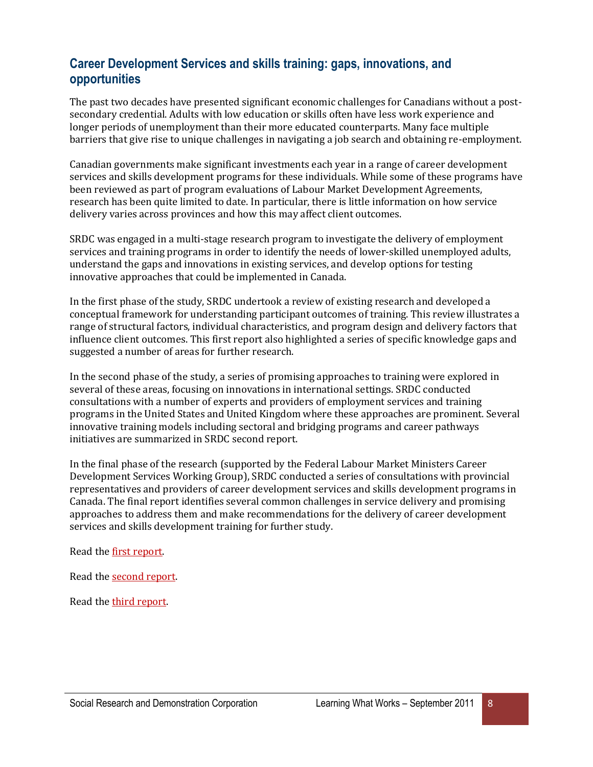## Career Development Services and skills training: gaps, innovations, and opportunities

The past two decades have presented significant economic challenges for Canadians without a post-secondary credential. Adults with low education or skills often have less work experience and longer periods of unemployment than their more educated counterparts. Many face multiple barriers that give rise to unique challenges in navigating a job search and obtaining re-employment.

Canadian governments make significant investments each year in a range of career development services and skills development programs for these individuals. While some of these programs have been reviewed as part of program evaluations of Labour Market Development Agreements, research has been quite limited to date. In particular, there is little information on how service delivery varies across provinces and how this may affect client outcomes.

SRDC was engaged in a multi-stage research program to investigate the delivery of employment services and training programs in order to identify the needs of lower-skilled unemployed adults, understand the gaps and innovations in existing services, and develop options for testing innovative approaches that could be implemented in Canada.

In the first phase of the study, SRDC undertook a review of existing research and developed a conceptual framework for understanding participant outcomes of training. This review illustrates a range of structural factors, individual characteristics, and program design and delivery factors that influence client outcomes. This first report also highlighted a series of specific knowledge gaps and suggested a number of areas for further research.

In the second phase of the study, a series of promising approaches to training were explored in several of these areas, focusing on innovations in international settings. SRDC conducted consultations with a number of experts and providers of employment services and training programs in the United States and United Kingdom where these approaches are prominent. Several innovative training models including sectoral and bridging programs and career pathways initiatives are summarized in SRDC second report.

In the final phase of the research (supported by the Federal Labour Market Ministers Career Development Services Working Group), SRDC conducted a series of consultations with provincial representatives and providers of career development services and skills development programs in Canada. The final report identifies several common challenges in service delivery and promising approaches to address them and make recommendations for the delivery of career development services and skills development training for further study.

Read the first report.

Read the second report.

Read the third report.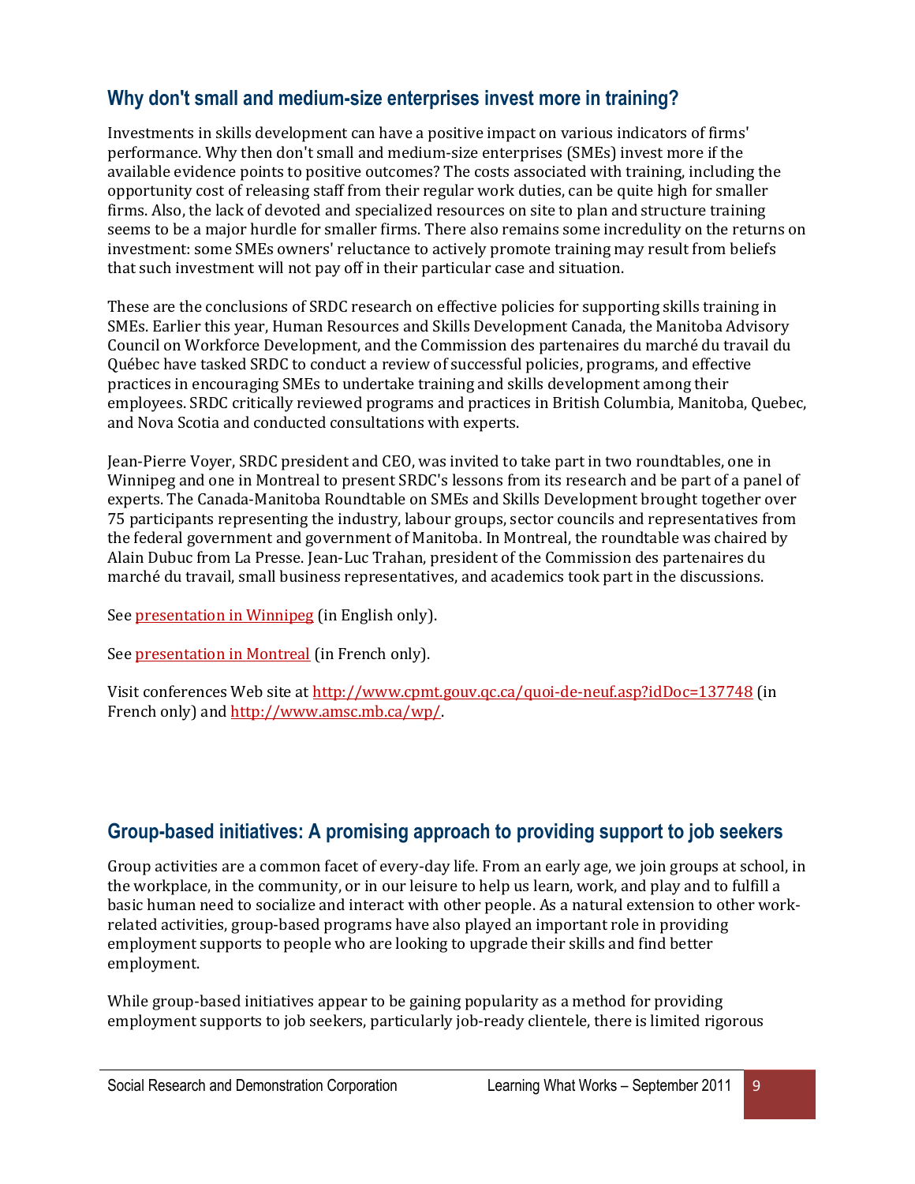## Why don't small and medium-size enterprises invest more in training?

Investments in skills development can have a positive impact on various indicators of firms' performance. Why then don't small and medium-size enterprises (SMEs) invest more if the available evidence points to positive outcomes? The costs associated with training, including the opportunity cost of releasing staff from their regular work duties, can be quite high for smaller firms. Also, the lack of devoted and specialized resources on site to plan and structure training seems to be a major hurdle for smaller firms. There also remains some incredulity on the returns on investment: some SMEs owners' reluctance to actively promote training may result from beliefs that such investment will not pay off in their particular case and situation.

These are the conclusions of SRDC research on effective policies for supporting skills training in SMEs. Earlier this year, Human Resources and Skills Development Canada, the Manitoba Advisory Council on Workforce Development, and the Commission des partenaires du marché du travail du Québec have tasked SRDC to conduct a review of successful policies, programs, and effective practices in encouraging SMEs to undertake training and skills development among their employees. SRDC critically reviewed programs and practices in British Columbia, Manitoba, Quebec, and Nova Scotia and conducted consultations with experts.

Jean-Pierre Voyer, SRDC president and CEO, was invited to take part in two roundtables, one in Winnipeg and one in Montreal to present SRDC's lessons from its research and be part of a panel of experts. The Canada-Manitoba Roundtable on SMEs and Skills Development brought together over 75 participants representing the industry, labour groups, sector councils and representatives from the federal government and government of Manitoba. In Montreal, the roundtable was chaired by Alain Dubuc from La Presse. Jean-Luc Trahan, president of the Commission des partenaires du marché du travail, small business representatives, and academics took part in the discussions.

See presentation in Winnipeg (in English only).

See presentation in Montreal (in French only).

Visit conferences Web site at http://www.cpmt.gouv.qc.ca/quoi-de-neuf.asp?idDoc=137748 (in French only) and http://www.amsc.mb.ca/wp/.

## Group-based initiatives: A promising approach to providing support to job seekers

Group activities are a common facet of every-day life. From an early age, we join groups at school, in the workplace, in the community, or in our leisure to help us learn, work, and play and to fulfill a basic human need to socialize and interact with other people. As a natural extension to other work-related activities, group-based programs have also played an important role in providing employment supports to people who are looking to upgrade their skills and find better employment.

While group-based initiatives appear to be gaining popularity as a method for providing employment supports to job seekers, particularly job-ready clientele, there is limited rigorous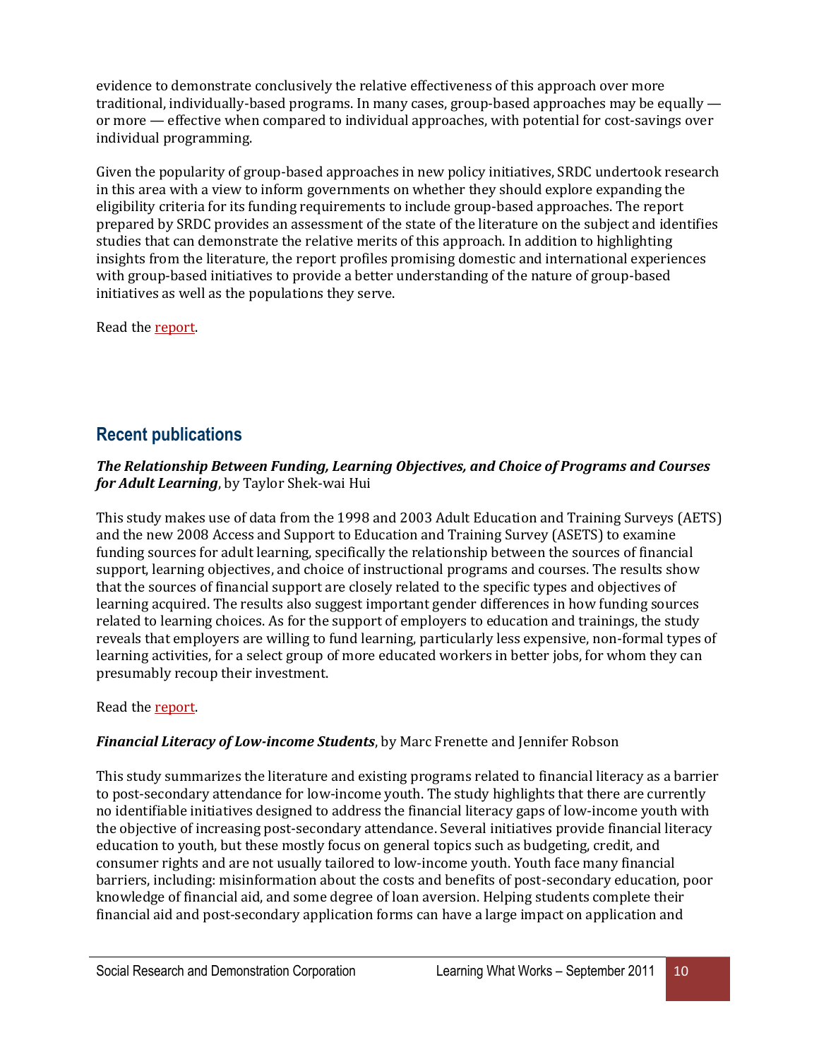evidence to demonstrate conclusively the relative effectiveness of this approach over more traditional, individually-based programs. In many cases, group-based approaches may be equally — or more — effective when compared to individual approaches, with potential for cost-savings over individual programming.

Given the popularity of group-based approaches in new policy initiatives, SRDC undertook research in this area with a view to inform governments on whether they should explore expanding the eligibility criteria for its funding requirements to include group-based approaches. The report prepared by SRDC provides an assessment of the state of the literature on the subject and identifies studies that can demonstrate the relative merits of this approach. In addition to highlighting insights from the literature, the report profiles promising domestic and international experiences with group-based initiatives to provide a better understanding of the nature of group-based initiatives as well as the populations they serve.

Read the report.

## Recent publications

***The Relationship Between Funding, Learning Objectives, and Choice of Programs and Courses for Adult Learning***, by Taylor Shek-wai Hui

This study makes use of data from the 1998 and 2003 Adult Education and Training Surveys (AETS) and the new 2008 Access and Support to Education and Training Survey (ASETS) to examine funding sources for adult learning, specifically the relationship between the sources of financial support, learning objectives, and choice of instructional programs and courses. The results show that the sources of financial support are closely related to the specific types and objectives of learning acquired. The results also suggest important gender differences in how funding sources related to learning choices. As for the support of employers to education and trainings, the study reveals that employers are willing to fund learning, particularly less expensive, non-formal types of learning activities, for a select group of more educated workers in better jobs, for whom they can presumably recoup their investment.

Read the report.

***Financial Literacy of Low-income Students***, by Marc Frenette and Jennifer Robson

This study summarizes the literature and existing programs related to financial literacy as a barrier to post-secondary attendance for low-income youth. The study highlights that there are currently no identifiable initiatives designed to address the financial literacy gaps of low-income youth with the objective of increasing post-secondary attendance. Several initiatives provide financial literacy education to youth, but these mostly focus on general topics such as budgeting, credit, and consumer rights and are not usually tailored to low-income youth. Youth face many financial barriers, including: misinformation about the costs and benefits of post-secondary education, poor knowledge of financial aid, and some degree of loan aversion. Helping students complete their financial aid and post-secondary application forms can have a large impact on application and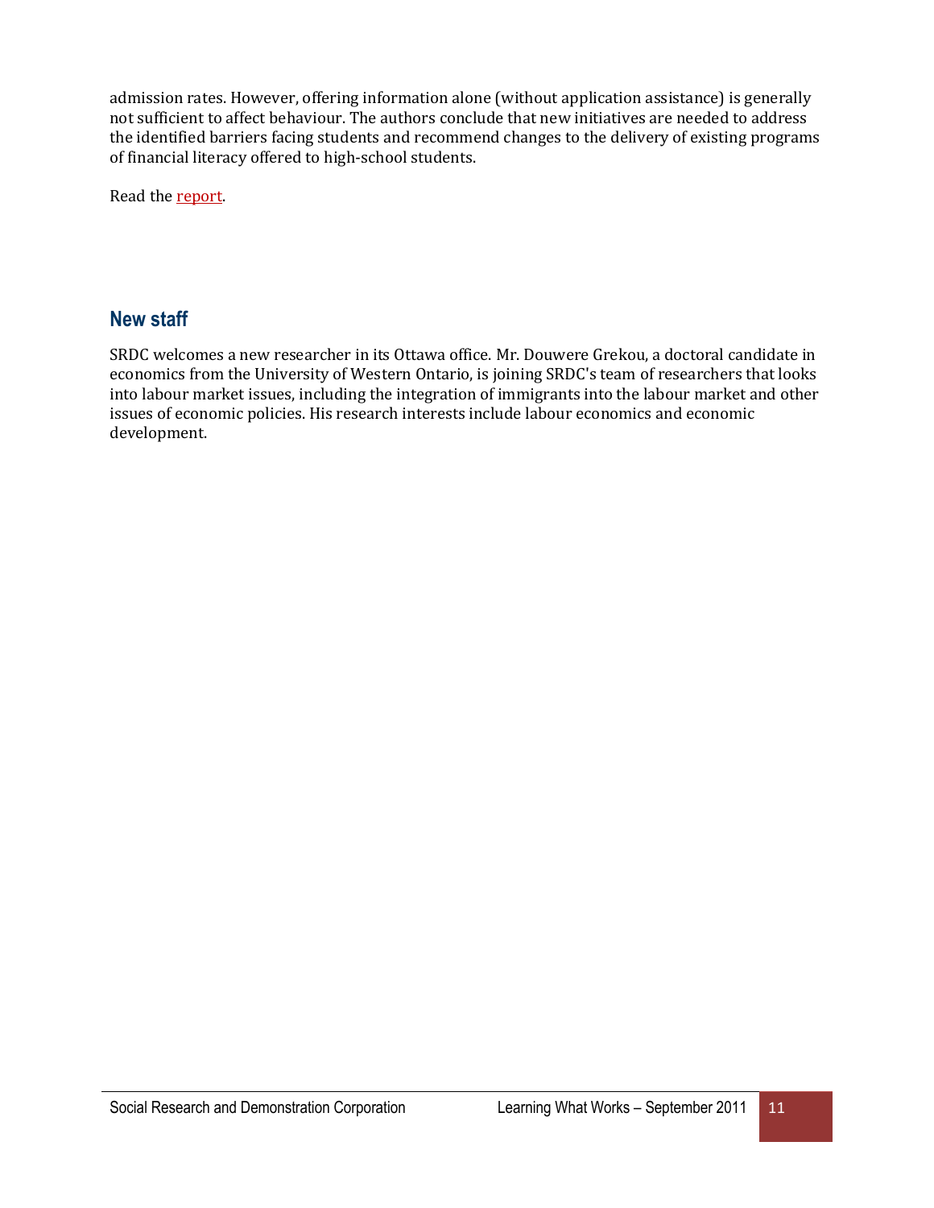admission rates. However, offering information alone (without application assistance) is generally not sufficient to affect behaviour. The authors conclude that new initiatives are needed to address the identified barriers facing students and recommend changes to the delivery of existing programs of financial literacy offered to high-school students.

Read the report.

## New staff

SRDC welcomes a new researcher in its Ottawa office. Mr. Douwere Grekou, a doctoral candidate in economics from the University of Western Ontario, is joining SRDC's team of researchers that looks into labour market issues, including the integration of immigrants into the labour market and other issues of economic policies. His research interests include labour economics and economic development.